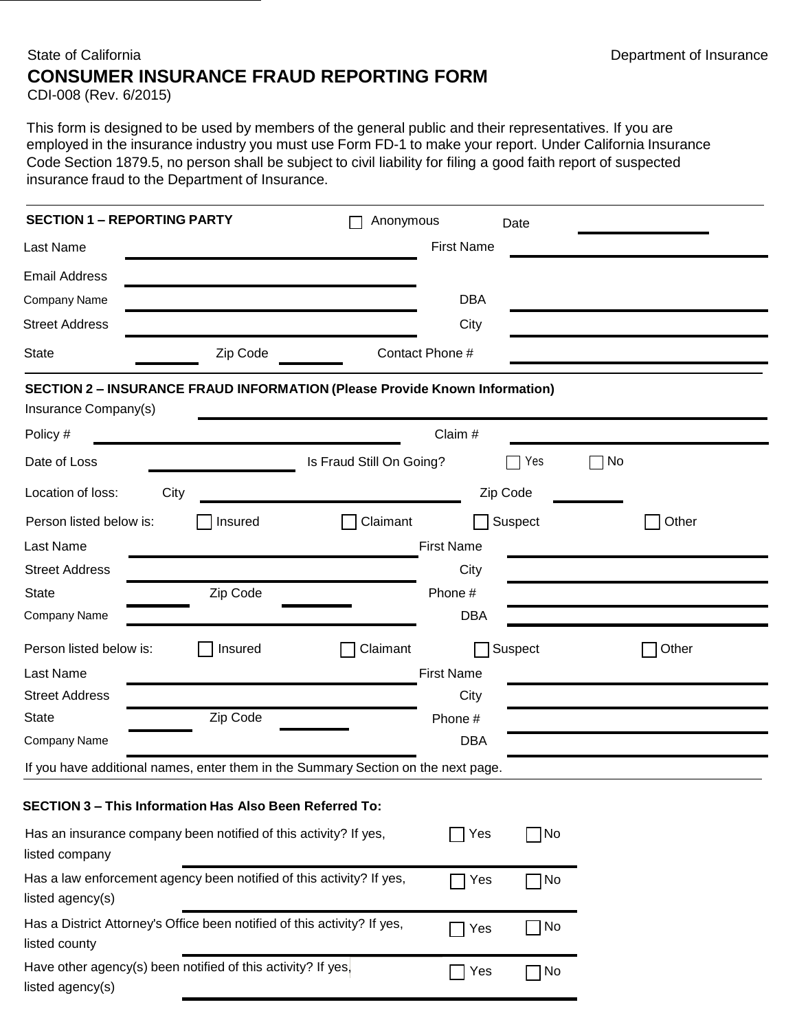State of California Department of Insurance

# CONSUMER INSURANCE FRAUD REPORTING FORM

CDI-008 (Rev. 6/2015)

This form is designed to be used by members of the general public and their representatives. If you are employed in the insurance industry you must use Form FD-1 to make your report. Under California Insurance Code Section 1879.5, no person shall be subject to civil liability for filing a good faith report of suspected insurance fraud to the Department of Insurance.

## SECTION 1 – REPORTING PARTY

☐ Anonymous Date ____________

Last Name ____________ First Name ____________

Email Address ____________

Company Name ____________ DBA ____________

Street Address ____________ City ____________

State ______ Zip Code ______ Contact Phone # ____________

## SECTION 2 – INSURANCE FRAUD INFORMATION (Please Provide Known Information)

Insurance Company(s) ____________

Policy # ____________ Claim # ____________

Date of Loss ____________ Is Fraud Still On Going? ☐ Yes ☐ No

Location of loss: City ____________ Zip Code ______

Person listed below is: ☐ Insured ☐ Claimant ☐ Suspect ☐ Other

Last Name ____________ First Name ____________

Street Address ____________ City ____________

State ______ Zip Code ______ Phone # ____________

Company Name ____________ DBA ____________

Person listed below is: ☐ Insured ☐ Claimant ☐ Suspect ☐ Other

Last Name ____________ First Name ____________

Street Address ____________ City ____________

State ______ Zip Code ______ Phone # ____________

Company Name ____________ DBA ____________

If you have additional names, enter them in the Summary Section on the next page.

## SECTION 3 – This Information Has Also Been Referred To:

Has an insurance company been notified of this activity? If yes, listed company ____________ ☐ Yes ☐ No

Has a law enforcement agency been notified of this activity? If yes, listed agency(s) ____________ ☐ Yes ☐ No

Has a District Attorney's Office been notified of this activity? If yes, listed county ____________ ☐ Yes ☐ No

Have other agency(s) been notified of this activity? If yes, listed agency(s) ____________ ☐ Yes ☐ No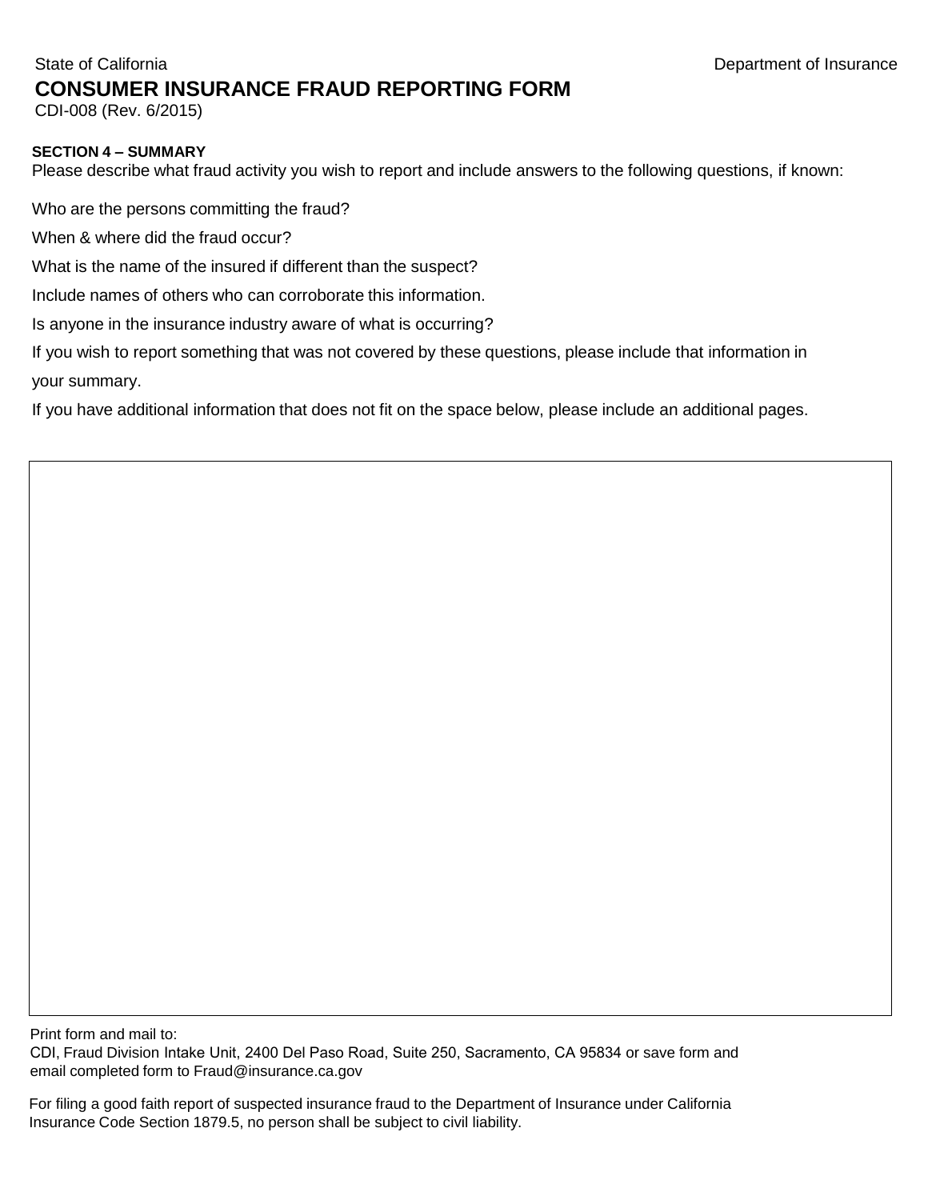State of California — Department of Insurance

# CONSUMER INSURANCE FRAUD REPORTING FORM

CDI-008 (Rev. 6/2015)

**SECTION 4 – SUMMARY**

Please describe what fraud activity you wish to report and include answers to the following questions, if known:

Who are the persons committing the fraud?

When & where did the fraud occur?

What is the name of the insured if different than the suspect?

Include names of others who can corroborate this information.

Is anyone in the insurance industry aware of what is occurring?

If you wish to report something that was not covered by these questions, please include that information in your summary.

If you have additional information that does not fit on the space below, please include an additional pages.

Print form and mail to:
CDI, Fraud Division Intake Unit, 2400 Del Paso Road, Suite 250, Sacramento, CA 95834 or save form and email completed form to Fraud@insurance.ca.gov

For filing a good faith report of suspected insurance fraud to the Department of Insurance under California Insurance Code Section 1879.5, no person shall be subject to civil liability.